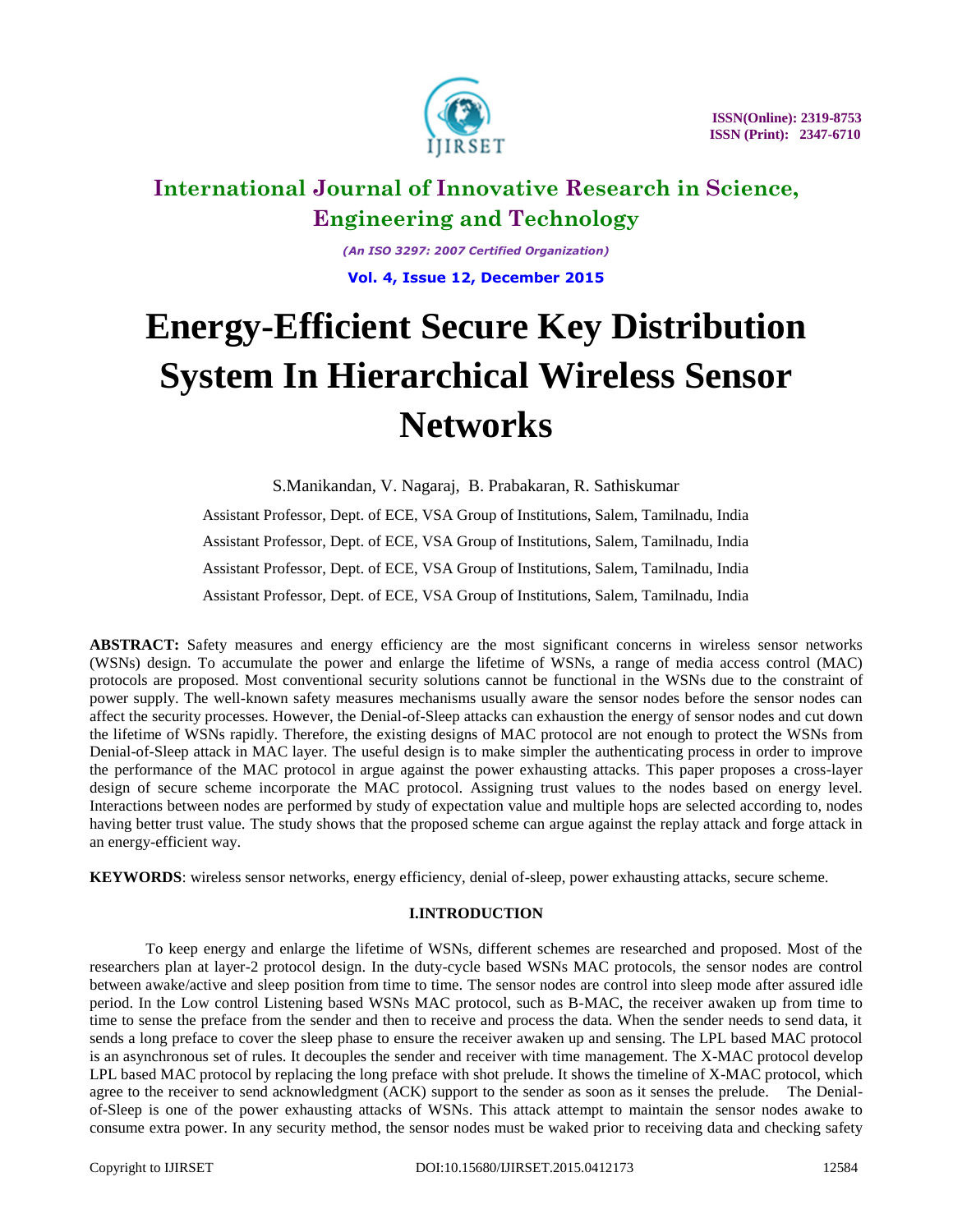# Energy-Efficient Secure Key Distribution System In Hierarchical Wireless Sensor Networks

S.Manikandan, V. Nagaraj, B. Prabakaran, R. Sathiskumar

Assistant Professor, Dept. of ECE, VSA Group of Institutions, Salem, Tamilnadu, India

Assistant Professor, Dept. of ECE, VSA Group of Institutions, Salem, Tamilnadu, India

Assistant Professor, Dept. of ECE, VSA Group of Institutions, Salem, Tamilnadu, India

Assistant Professor, Dept. of ECE, VSA Group of Institutions, Salem, Tamilnadu, India

**ABSTRACT:** Safety measures and energy efficiency are the most significant concerns in wireless sensor networks (WSNs) design. To accumulate the power and enlarge the lifetime of WSNs, a range of media access control (MAC) protocols are proposed. Most conventional security solutions cannot be functional in the WSNs due to the constraint of power supply. The well-known safety measures mechanisms usually aware the sensor nodes before the sensor nodes can affect the security processes. However, the Denial-of-Sleep attacks can exhaustion the energy of sensor nodes and cut down the lifetime of WSNs rapidly. Therefore, the existing designs of MAC protocol are not enough to protect the WSNs from Denial-of-Sleep attack in MAC layer. The useful design is to make simpler the authenticating process in order to improve the performance of the MAC protocol in argue against the power exhausting attacks. This paper proposes a cross-layer design of secure scheme incorporate the MAC protocol. Assigning trust values to the nodes based on energy level. Interactions between nodes are performed by study of expectation value and multiple hops are selected according to, nodes having better trust value. The study shows that the proposed scheme can argue against the replay attack and forge attack in an energy-efficient way.

**KEYWORDS**: wireless sensor networks, energy efficiency, denial of-sleep, power exhausting attacks, secure scheme.

## I.INTRODUCTION

To keep energy and enlarge the lifetime of WSNs, different schemes are researched and proposed. Most of the researchers plan at layer-2 protocol design. In the duty-cycle based WSNs MAC protocols, the sensor nodes are control between awake/active and sleep position from time to time. The sensor nodes are control into sleep mode after assured idle period. In the Low control Listening based WSNs MAC protocol, such as B-MAC, the receiver awaken up from time to time to sense the preface from the sender and then to receive and process the data. When the sender needs to send data, it sends a long preface to cover the sleep phase to ensure the receiver awaken up and sensing. The LPL based MAC protocol is an asynchronous set of rules. It decouples the sender and receiver with time management. The X-MAC protocol develop LPL based MAC protocol by replacing the long preface with shot prelude. It shows the timeline of X-MAC protocol, which agree to the receiver to send acknowledgment (ACK) support to the sender as soon as it senses the prelude. The Denial-of-Sleep is one of the power exhausting attacks of WSNs. This attack attempt to maintain the sensor nodes awake to consume extra power. In any security method, the sensor nodes must be waked prior to receiving data and checking safety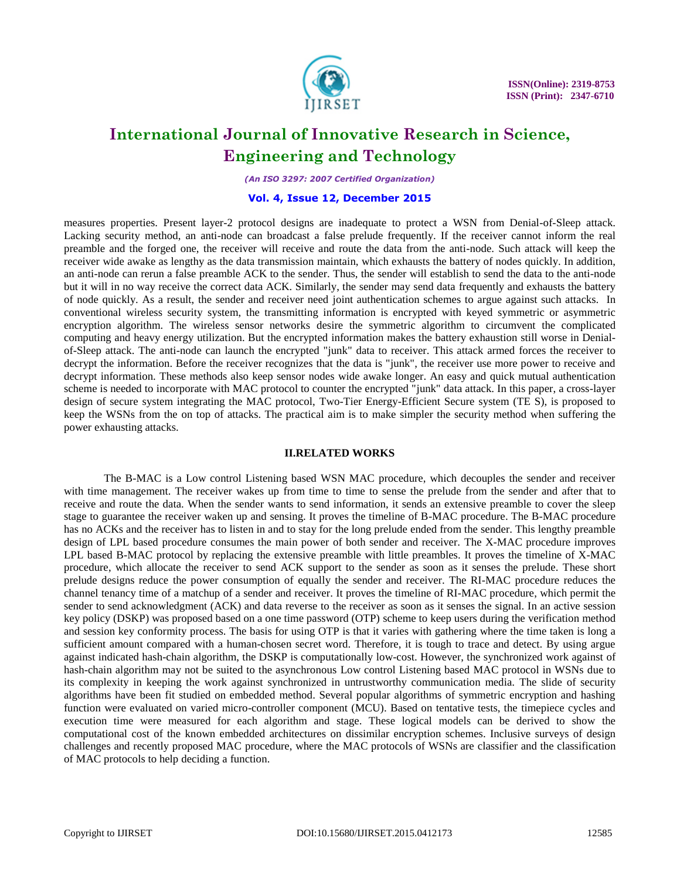measures properties. Present layer-2 protocol designs are inadequate to protect a WSN from Denial-of-Sleep attack. Lacking security method, an anti-node can broadcast a false prelude frequently. If the receiver cannot inform the real preamble and the forged one, the receiver will receive and route the data from the anti-node. Such attack will keep the receiver wide awake as lengthy as the data transmission maintain, which exhausts the battery of nodes quickly. In addition, an anti-node can rerun a false preamble ACK to the sender. Thus, the sender will establish to send the data to the anti-node but it will in no way receive the correct data ACK. Similarly, the sender may send data frequently and exhausts the battery of node quickly. As a result, the sender and receiver need joint authentication schemes to argue against such attacks. In conventional wireless security system, the transmitting information is encrypted with keyed symmetric or asymmetric encryption algorithm. The wireless sensor networks desire the symmetric algorithm to circumvent the complicated computing and heavy energy utilization. But the encrypted information makes the battery exhaustion still worse in Denial-of-Sleep attack. The anti-node can launch the encrypted "junk" data to receiver. This attack armed forces the receiver to decrypt the information. Before the receiver recognizes that the data is "junk", the receiver use more power to receive and decrypt information. These methods also keep sensor nodes wide awake longer. An easy and quick mutual authentication scheme is needed to incorporate with MAC protocol to counter the encrypted "junk" data attack. In this paper, a cross-layer design of secure system integrating the MAC protocol, Two-Tier Energy-Efficient Secure system (TE S), is proposed to keep the WSNs from the on top of attacks. The practical aim is to make simpler the security method when suffering the power exhausting attacks.

## II.RELATED WORKS

The B-MAC is a Low control Listening based WSN MAC procedure, which decouples the sender and receiver with time management. The receiver wakes up from time to time to sense the prelude from the sender and after that to receive and route the data. When the sender wants to send information, it sends an extensive preamble to cover the sleep stage to guarantee the receiver waken up and sensing. It proves the timeline of B-MAC procedure. The B-MAC procedure has no ACKs and the receiver has to listen in and to stay for the long prelude ended from the sender. This lengthy preamble design of LPL based procedure consumes the main power of both sender and receiver. The X-MAC procedure improves LPL based B-MAC protocol by replacing the extensive preamble with little preambles. It proves the timeline of X-MAC procedure, which allocate the receiver to send ACK support to the sender as soon as it senses the prelude. These short prelude designs reduce the power consumption of equally the sender and receiver. The RI-MAC procedure reduces the channel tenancy time of a matchup of a sender and receiver. It proves the timeline of RI-MAC procedure, which permit the sender to send acknowledgment (ACK) and data reverse to the receiver as soon as it senses the signal. In an active session key policy (DSKP) was proposed based on a one time password (OTP) scheme to keep users during the verification method and session key conformity process. The basis for using OTP is that it varies with gathering where the time taken is long a sufficient amount compared with a human-chosen secret word. Therefore, it is tough to trace and detect. By using argue against indicated hash-chain algorithm, the DSKP is computationally low-cost. However, the synchronized work against of hash-chain algorithm may not be suited to the asynchronous Low control Listening based MAC protocol in WSNs due to its complexity in keeping the work against synchronized in untrustworthy communication media. The slide of security algorithms have been fit studied on embedded method. Several popular algorithms of symmetric encryption and hashing function were evaluated on varied micro-controller component (MCU). Based on tentative tests, the timepiece cycles and execution time were measured for each algorithm and stage. These logical models can be derived to show the computational cost of the known embedded architectures on dissimilar encryption schemes. Inclusive surveys of design challenges and recently proposed MAC procedure, where the MAC protocols of WSNs are classifier and the classification of MAC protocols to help deciding a function.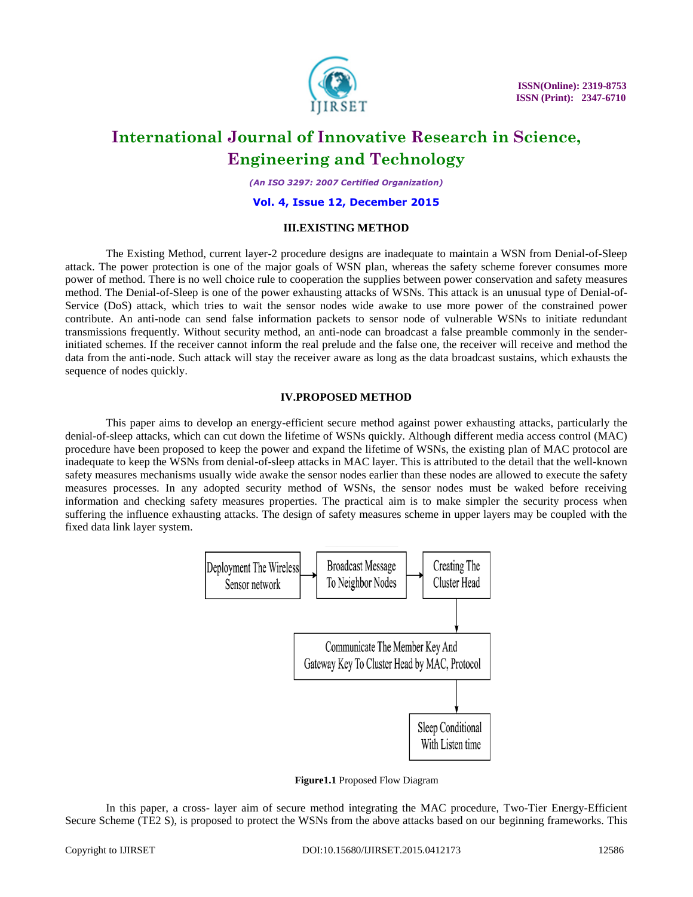### III.EXISTING METHOD

The Existing Method, current layer-2 procedure designs are inadequate to maintain a WSN from Denial-of-Sleep attack. The power protection is one of the major goals of WSN plan, whereas the safety scheme forever consumes more power of method. There is no well choice rule to cooperation the supplies between power conservation and safety measures method. The Denial-of-Sleep is one of the power exhausting attacks of WSNs. This attack is an unusual type of Denial-of-Service (DoS) attack, which tries to wait the sensor nodes wide awake to use more power of the constrained power contribute. An anti-node can send false information packets to sensor node of vulnerable WSNs to initiate redundant transmissions frequently. Without security method, an anti-node can broadcast a false preamble commonly in the sender-initiated schemes. If the receiver cannot inform the real prelude and the false one, the receiver will receive and method the data from the anti-node. Such attack will stay the receiver aware as long as the data broadcast sustains, which exhausts the sequence of nodes quickly.

### IV.PROPOSED METHOD

This paper aims to develop an energy-efficient secure method against power exhausting attacks, particularly the denial-of-sleep attacks, which can cut down the lifetime of WSNs quickly. Although different media access control (MAC) procedure have been proposed to keep the power and expand the lifetime of WSNs, the existing plan of MAC protocol are inadequate to keep the WSNs from denial-of-sleep attacks in MAC layer. This is attributed to the detail that the well-known safety measures mechanisms usually wide awake the sensor nodes earlier than these nodes are allowed to execute the safety measures processes. In any adopted security method of WSNs, the sensor nodes must be waked before receiving information and checking safety measures properties. The practical aim is to make simpler the security process when suffering the influence exhausting attacks. The design of safety measures scheme in upper layers may be coupled with the fixed data link layer system.

Deployment The Wireless Sensor network → Broadcast Message To Neighbor Nodes → Creating The Cluster Head → Communicate The Member Key And Gateway Key To Cluster Head by MAC, Protocol → Sleep Conditional With Listen time

**Figure1.1** Proposed Flow Diagram

In this paper, a cross- layer aim of secure method integrating the MAC procedure, Two-Tier Energy-Efficient Secure Scheme (TE2 S), is proposed to protect the WSNs from the above attacks based on our beginning frameworks. This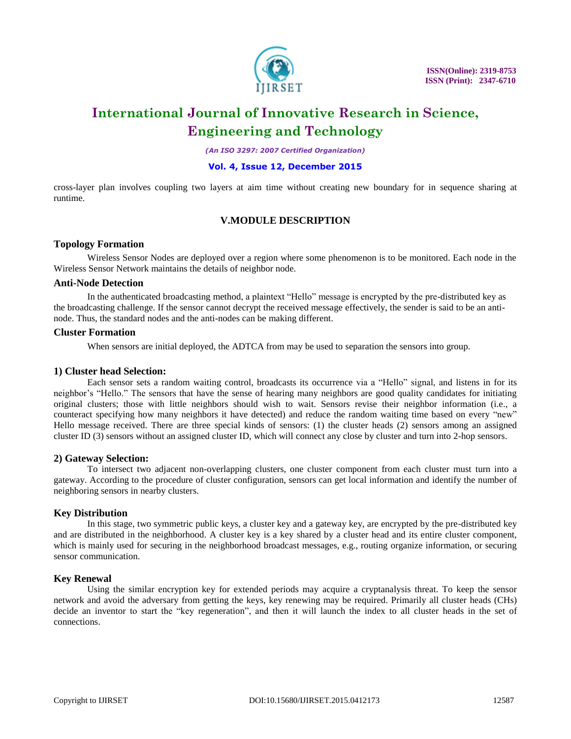cross-layer plan involves coupling two layers at aim time without creating new boundary for in sequence sharing at runtime.

## V.MODULE DESCRIPTION

### Topology Formation

Wireless Sensor Nodes are deployed over a region where some phenomenon is to be monitored. Each node in the Wireless Sensor Network maintains the details of neighbor node.

### Anti-Node Detection

In the authenticated broadcasting method, a plaintext "Hello" message is encrypted by the pre-distributed key as the broadcasting challenge. If the sensor cannot decrypt the received message effectively, the sender is said to be an anti-node. Thus, the standard nodes and the anti-nodes can be making different.

### Cluster Formation

When sensors are initial deployed, the ADTCA from may be used to separation the sensors into group.

### 1) Cluster head Selection:

Each sensor sets a random waiting control, broadcasts its occurrence via a "Hello" signal, and listens in for its neighbor's "Hello." The sensors that have the sense of hearing many neighbors are good quality candidates for initiating original clusters; those with little neighbors should wish to wait. Sensors revise their neighbor information (i.e., a counteract specifying how many neighbors it have detected) and reduce the random waiting time based on every "new" Hello message received. There are three special kinds of sensors: (1) the cluster heads (2) sensors among an assigned cluster ID (3) sensors without an assigned cluster ID, which will connect any close by cluster and turn into 2-hop sensors.

### 2) Gateway Selection:

To intersect two adjacent non-overlapping clusters, one cluster component from each cluster must turn into a gateway. According to the procedure of cluster configuration, sensors can get local information and identify the number of neighboring sensors in nearby clusters.

### Key Distribution

In this stage, two symmetric public keys, a cluster key and a gateway key, are encrypted by the pre-distributed key and are distributed in the neighborhood. A cluster key is a key shared by a cluster head and its entire cluster component, which is mainly used for securing in the neighborhood broadcast messages, e.g., routing organize information, or securing sensor communication.

### Key Renewal

Using the similar encryption key for extended periods may acquire a cryptanalysis threat. To keep the sensor network and avoid the adversary from getting the keys, key renewing may be required. Primarily all cluster heads (CHs) decide an inventor to start the "key regeneration", and then it will launch the index to all cluster heads in the set of connections.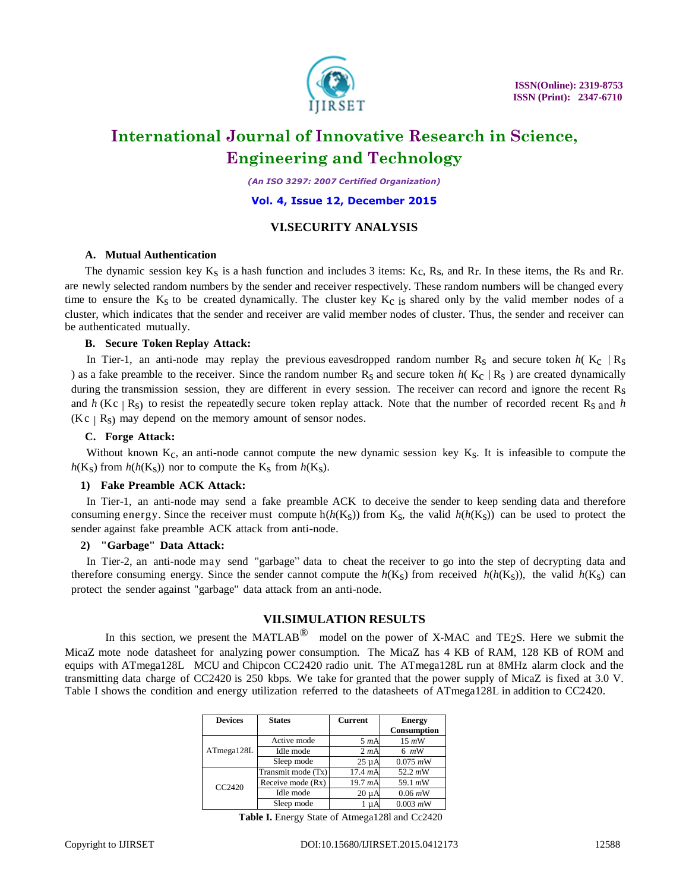## VI.SECURITY ANALYSIS

### A. Mutual Authentication

The dynamic session key $K_S$ is a hash function and includes 3 items: $K_C$, $R_S$, and $R_r$. In these items, the $R_S$ and $R_r$. are newly selected random numbers by the sender and receiver respectively. These random numbers will be changed every time to ensure the $K_S$ to be created dynamically. The cluster key $K_C$ is shared only by the valid member nodes of a cluster, which indicates that the sender and receiver are valid member nodes of cluster. Thus, the sender and receiver can be authenticated mutually.

### B. Secure Token Replay Attack:

In Tier-1, an anti-node may replay the previous eavesdropped random number $R_S$ and secure token $h(K_C \mid R_S)$ as a fake preamble to the receiver. Since the random number $R_S$ and secure token $h(K_C \mid R_S)$ are created dynamically during the transmission session, they are different in every session. The receiver can record and ignore the recent $R_S$ and $h(K_C \mid R_S)$ to resist the repeatedly secure token replay attack. Note that the number of recorded recent $R_S$ and $h(K_C \mid R_S)$ may depend on the memory amount of sensor nodes.

### C. Forge Attack:

Without known $K_C$, an anti-node cannot compute the new dynamic session key $K_S$. It is infeasible to compute the $h(K_S)$ from $h(h(K_S))$ nor to compute the $K_S$ from $h(K_S)$.

#### 1) Fake Preamble ACK Attack:

In Tier-1, an anti-node may send a fake preamble ACK to deceive the sender to keep sending data and therefore consuming energy. Since the receiver must compute $h(h(K_S))$ from $K_S$, the valid $h(h(K_S))$ can be used to protect the sender against fake preamble ACK attack from anti-node.

#### 2) "Garbage" Data Attack:

In Tier-2, an anti-node may send "garbage" data to cheat the receiver to go into the step of decrypting data and therefore consuming energy. Since the sender cannot compute the $h(K_S)$ from received $h(h(K_S))$, the valid $h(K_S)$ can protect the sender against "garbage" data attack from an anti-node.

## VII.SIMULATION RESULTS

In this section, we present the MATLAB® model on the power of X-MAC and $TE_2S$. Here we submit the MicaZ mote node datasheet for analyzing power consumption. The MicaZ has 4 KB of RAM, 128 KB of ROM and equips with ATmega128L MCU and Chipcon CC2420 radio unit. The ATmega128L run at 8MHz alarm clock and the transmitting data charge of CC2420 is 250 kbps. We take for granted that the power supply of MicaZ is fixed at 3.0 V. Table I shows the condition and energy utilization referred to the datasheets of ATmega128L in addition to CC2420.

| Devices | States | Current | Energy Consumption |
|---|---|---|---|
| ATmega128L | Active mode | 5 *mA* | 15 *mW* |
| | Idle mode | 2 *mA* | 6 *mW* |
| | Sleep mode | 25 μA | 0.075 *mW* |
| CC2420 | Transmit mode (Tx) | 17.4 *mA* | 52.2 *mW* |
| | Receive mode (Rx) | 19.7 *mA* | 59.1 *mW* |
| | Idle mode | 20 μA | 0.06 *mW* |
| | Sleep mode | 1 μA | 0.003 *mW* |

**Table I.** Energy State of Atmega128l and Cc2420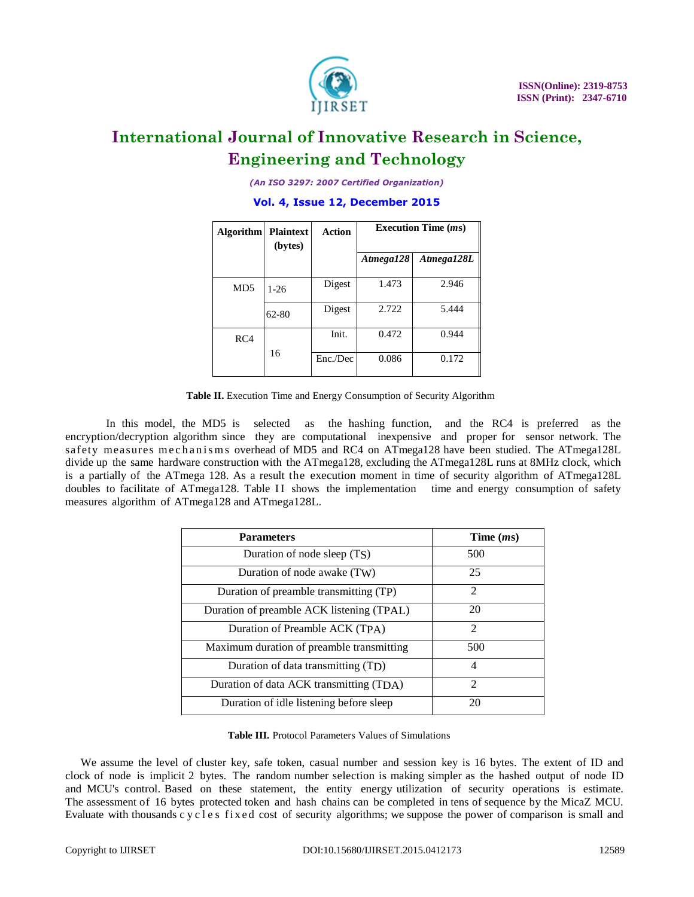| Algorithm | Plaintext (bytes) | Action | Execution Time (*ms*) | |
|---|---|---|---|---|
| | | | *Atmega128* | *Atmega128L* |
| MD5 | 1-26 | Digest | 1.473 | 2.946 |
| | 62-80 | Digest | 2.722 | 5.444 |
| RC4 | 16 | Init. | 0.472 | 0.944 |
| | | Enc./Dec | 0.086 | 0.172 |

**Table II.** Execution Time and Energy Consumption of Security Algorithm

In this model, the MD5 is selected as the hashing function, and the RC4 is preferred as the encryption/decryption algorithm since they are computational inexpensive and proper for sensor network. The safety measures mechanisms overhead of MD5 and RC4 on ATmega128 have been studied. The ATmega128L divide up the same hardware construction with the ATmega128, excluding the ATmega128L runs at 8MHz clock, which is a partially of the ATmega 128. As a result the execution moment in time of security algorithm of ATmega128L doubles to facilitate of ATmega128. Table II shows the implementation time and energy consumption of safety measures algorithm of ATmega128 and ATmega128L.

| Parameters | Time (*ms*) |
|---|---|
| Duration of node sleep (TS) | 500 |
| Duration of node awake (TW) | 25 |
| Duration of preamble transmitting (TP) | 2 |
| Duration of preamble ACK listening (TPAL) | 20 |
| Duration of Preamble ACK (TPA) | 2 |
| Maximum duration of preamble transmitting | 500 |
| Duration of data transmitting (TD) | 4 |
| Duration of data ACK transmitting (TDA) | 2 |
| Duration of idle listening before sleep | 20 |

**Table III.** Protocol Parameters Values of Simulations

We assume the level of cluster key, safe token, casual number and session key is 16 bytes. The extent of ID and clock of node is implicit 2 bytes. The random number selection is making simpler as the hashed output of node ID and MCU's control. Based on these statement, the entity energy utilization of security operations is estimate. The assessment of 16 bytes protected token and hash chains can be completed in tens of sequence by the MicaZ MCU. Evaluate with thousands cycles fixed cost of security algorithms; we suppose the power of comparison is small and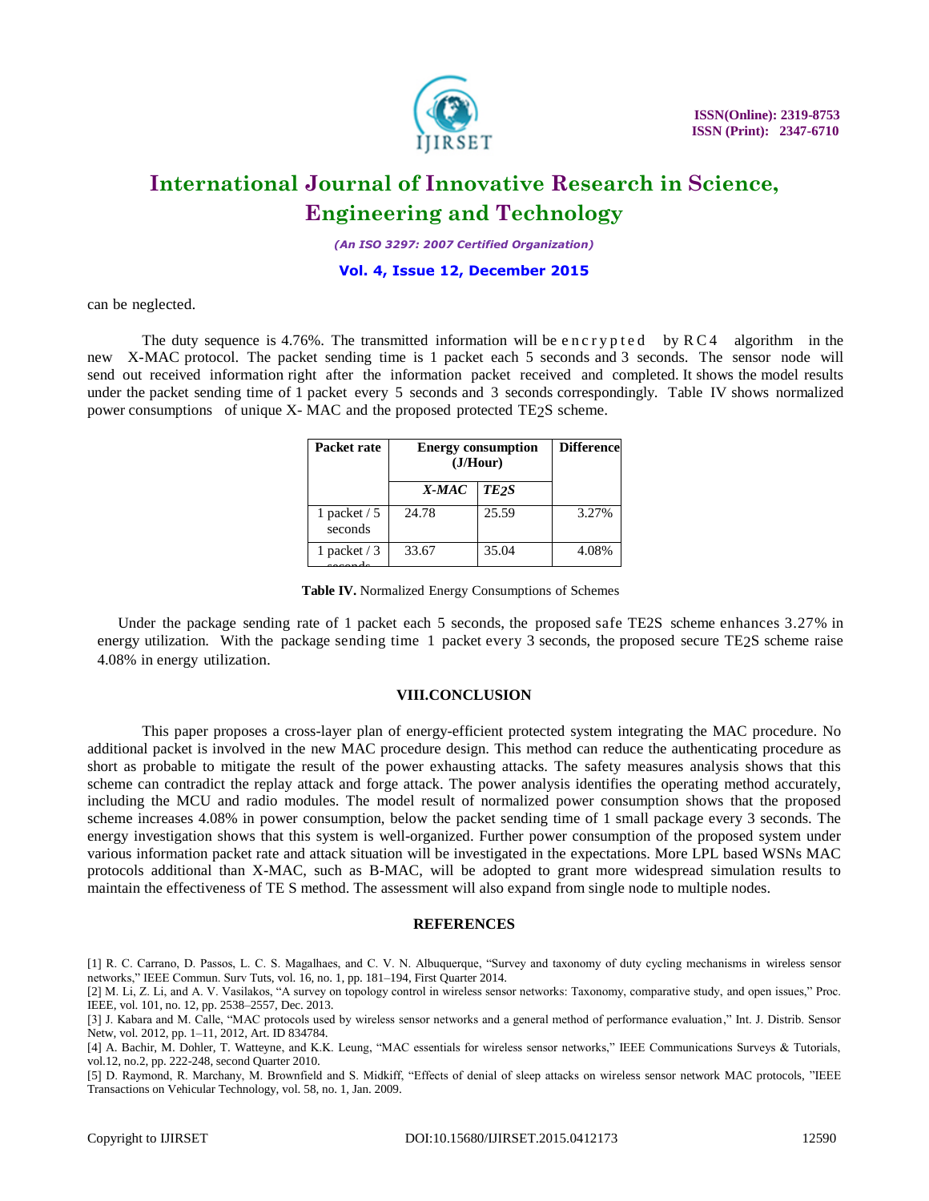can be neglected.

The duty sequence is 4.76%. The transmitted information will be encrypted by RC4 algorithm in the new X-MAC protocol. The packet sending time is 1 packet each 5 seconds and 3 seconds. The sensor node will send out received information right after the information packet received and completed. It shows the model results under the packet sending time of 1 packet every 5 seconds and 3 seconds correspondingly. Table IV shows normalized power consumptions of unique X- MAC and the proposed protected TE2S scheme.

| Packet rate | Energy consumption (J/Hour) | | Difference |
|---|---|---|---|
| | *X-MAC* | *TE2S* | |
| 1 packet / 5 seconds | 24.78 | 25.59 | 3.27% |
| 1 packet / 3 seconds | 33.67 | 35.04 | 4.08% |

**Table IV.** Normalized Energy Consumptions of Schemes

Under the package sending rate of 1 packet each 5 seconds, the proposed safe TE2S scheme enhances 3.27% in energy utilization. With the package sending time 1 packet every 3 seconds, the proposed secure TE2S scheme raise 4.08% in energy utilization.

## VIII.CONCLUSION

This paper proposes a cross-layer plan of energy-efficient protected system integrating the MAC procedure. No additional packet is involved in the new MAC procedure design. This method can reduce the authenticating procedure as short as probable to mitigate the result of the power exhausting attacks. The safety measures analysis shows that this scheme can contradict the replay attack and forge attack. The power analysis identifies the operating method accurately, including the MCU and radio modules. The model result of normalized power consumption shows that the proposed scheme increases 4.08% in power consumption, below the packet sending time of 1 small package every 3 seconds. The energy investigation shows that this system is well-organized. Further power consumption of the proposed system under various information packet rate and attack situation will be investigated in the expectations. More LPL based WSNs MAC protocols additional than X-MAC, such as B-MAC, will be adopted to grant more widespread simulation results to maintain the effectiveness of TE S method. The assessment will also expand from single node to multiple nodes.

## REFERENCES

[1] R. C. Carrano, D. Passos, L. C. S. Magalhaes, and C. V. N. Albuquerque, "Survey and taxonomy of duty cycling mechanisms in wireless sensor networks," IEEE Commun. Surv Tuts, vol. 16, no. 1, pp. 181–194, First Quarter 2014.

[2] M. Li, Z. Li, and A. V. Vasilakos, "A survey on topology control in wireless sensor networks: Taxonomy, comparative study, and open issues," Proc. IEEE, vol. 101, no. 12, pp. 2538–2557, Dec. 2013.

[3] J. Kabara and M. Calle, "MAC protocols used by wireless sensor networks and a general method of performance evaluation," Int. J. Distrib. Sensor Netw, vol. 2012, pp. 1–11, 2012, Art. ID 834784.

[4] A. Bachir, M. Dohler, T. Watteyne, and K.K. Leung, "MAC essentials for wireless sensor networks," IEEE Communications Surveys & Tutorials, vol.12, no.2, pp. 222-248, second Quarter 2010.

[5] D. Raymond, R. Marchany, M. Brownfield and S. Midkiff, "Effects of denial of sleep attacks on wireless sensor network MAC protocols, "IEEE Transactions on Vehicular Technology, vol. 58, no. 1, Jan. 2009.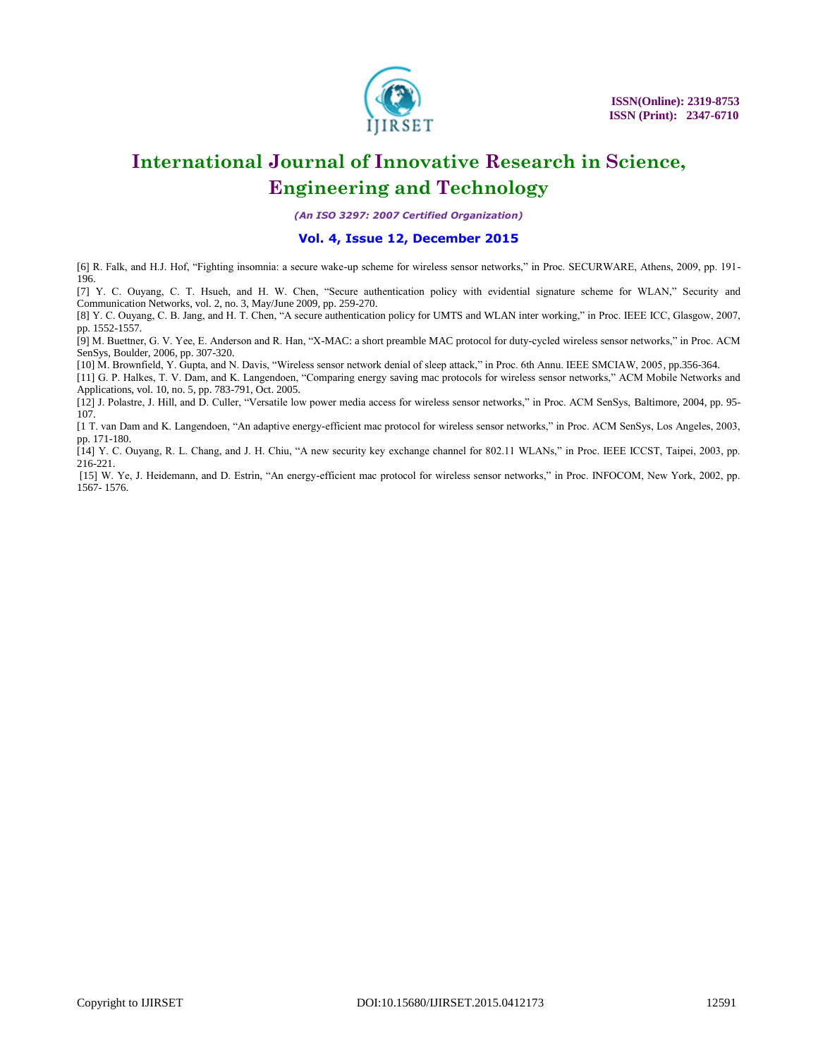[6] R. Falk, and H.J. Hof, "Fighting insomnia: a secure wake-up scheme for wireless sensor networks," in Proc. SECURWARE, Athens, 2009, pp. 191-196.

[7] Y. C. Ouyang, C. T. Hsueh, and H. W. Chen, "Secure authentication policy with evidential signature scheme for WLAN," Security and Communication Networks, vol. 2, no. 3, May/June 2009, pp. 259-270.

[8] Y. C. Ouyang, C. B. Jang, and H. T. Chen, "A secure authentication policy for UMTS and WLAN inter working," in Proc. IEEE ICC, Glasgow, 2007, pp. 1552-1557.

[9] M. Buettner, G. V. Yee, E. Anderson and R. Han, "X-MAC: a short preamble MAC protocol for duty-cycled wireless sensor networks," in Proc. ACM SenSys, Boulder, 2006, pp. 307-320.

[10] M. Brownfield, Y. Gupta, and N. Davis, "Wireless sensor network denial of sleep attack," in Proc. 6th Annu. IEEE SMCIAW, 2005, pp.356-364.

[11] G. P. Halkes, T. V. Dam, and K. Langendoen, "Comparing energy saving mac protocols for wireless sensor networks," ACM Mobile Networks and Applications, vol. 10, no. 5, pp. 783-791, Oct. 2005.

[12] J. Polastre, J. Hill, and D. Culler, "Versatile low power media access for wireless sensor networks," in Proc. ACM SenSys, Baltimore, 2004, pp. 95-107.

[1 T. van Dam and K. Langendoen, "An adaptive energy-efficient mac protocol for wireless sensor networks," in Proc. ACM SenSys, Los Angeles, 2003, pp. 171-180.

[14] Y. C. Ouyang, R. L. Chang, and J. H. Chiu, "A new security key exchange channel for 802.11 WLANs," in Proc. IEEE ICCST, Taipei, 2003, pp. 216-221.

[15] W. Ye, J. Heidemann, and D. Estrin, "An energy-efficient mac protocol for wireless sensor networks," in Proc. INFOCOM, New York, 2002, pp. 1567- 1576.